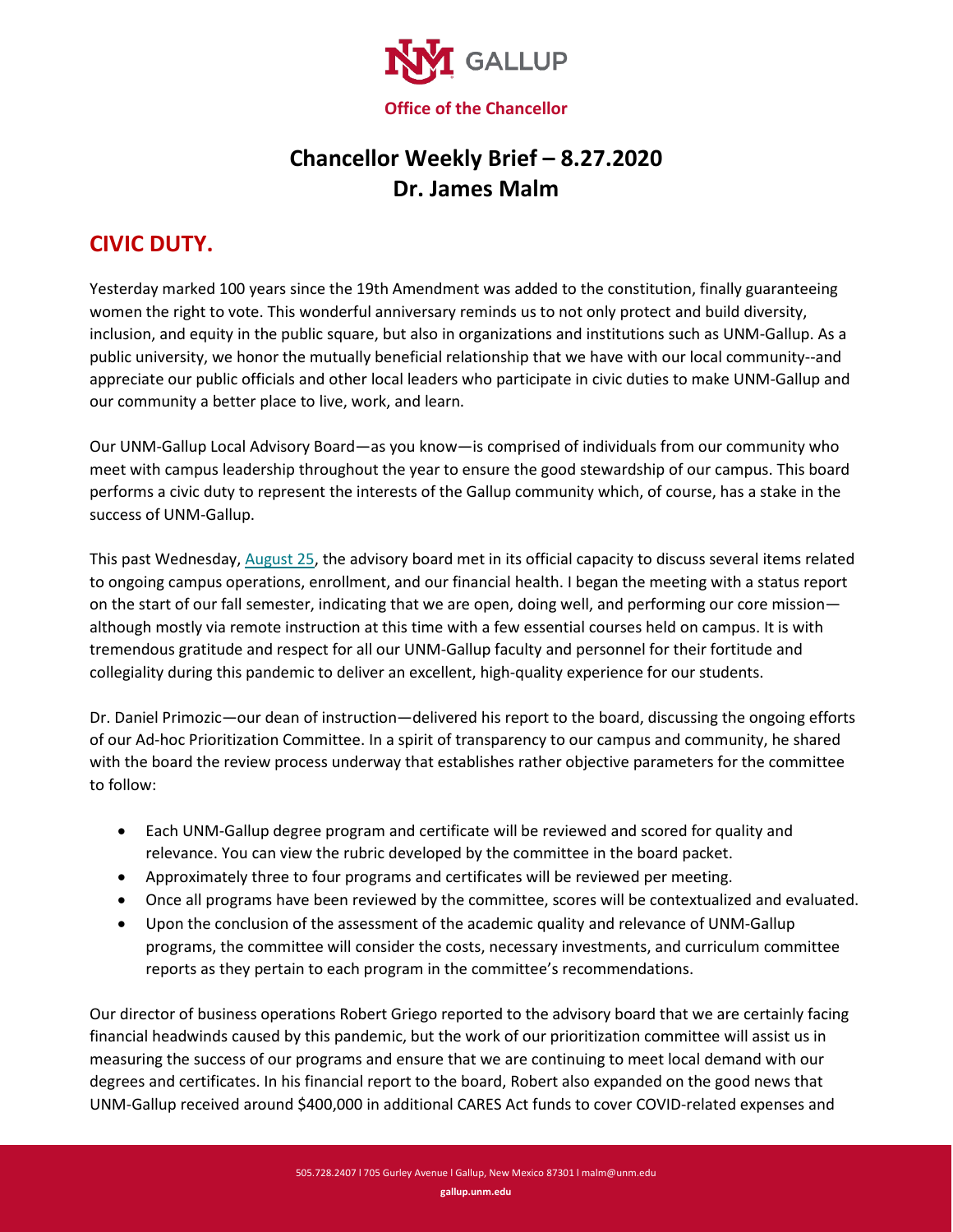**Office of the Chancellor**

# Chancellor Weekly Brief – 8.27.2020
# Dr. James Malm

## CIVIC DUTY.

Yesterday marked 100 years since the 19th Amendment was added to the constitution, finally guaranteeing women the right to vote. This wonderful anniversary reminds us to not only protect and build diversity, inclusion, and equity in the public square, but also in organizations and institutions such as UNM-Gallup. As a public university, we honor the mutually beneficial relationship that we have with our local community--and appreciate our public officials and other local leaders who participate in civic duties to make UNM-Gallup and our community a better place to live, work, and learn.

Our UNM-Gallup Local Advisory Board—as you know—is comprised of individuals from our community who meet with campus leadership throughout the year to ensure the good stewardship of our campus. This board performs a civic duty to represent the interests of the Gallup community which, of course, has a stake in the success of UNM-Gallup.

This past Wednesday, August 25, the advisory board met in its official capacity to discuss several items related to ongoing campus operations, enrollment, and our financial health. I began the meeting with a status report on the start of our fall semester, indicating that we are open, doing well, and performing our core mission—although mostly via remote instruction at this time with a few essential courses held on campus. It is with tremendous gratitude and respect for all our UNM-Gallup faculty and personnel for their fortitude and collegiality during this pandemic to deliver an excellent, high-quality experience for our students.

Dr. Daniel Primozic—our dean of instruction—delivered his report to the board, discussing the ongoing efforts of our Ad-hoc Prioritization Committee. In a spirit of transparency to our campus and community, he shared with the board the review process underway that establishes rather objective parameters for the committee to follow:

- Each UNM-Gallup degree program and certificate will be reviewed and scored for quality and relevance. You can view the rubric developed by the committee in the board packet.
- Approximately three to four programs and certificates will be reviewed per meeting.
- Once all programs have been reviewed by the committee, scores will be contextualized and evaluated.
- Upon the conclusion of the assessment of the academic quality and relevance of UNM-Gallup programs, the committee will consider the costs, necessary investments, and curriculum committee reports as they pertain to each program in the committee's recommendations.

Our director of business operations Robert Griego reported to the advisory board that we are certainly facing financial headwinds caused by this pandemic, but the work of our prioritization committee will assist us in measuring the success of our programs and ensure that we are continuing to meet local demand with our degrees and certificates. In his financial report to the board, Robert also expanded on the good news that UNM-Gallup received around $400,000 in additional CARES Act funds to cover COVID-related expenses and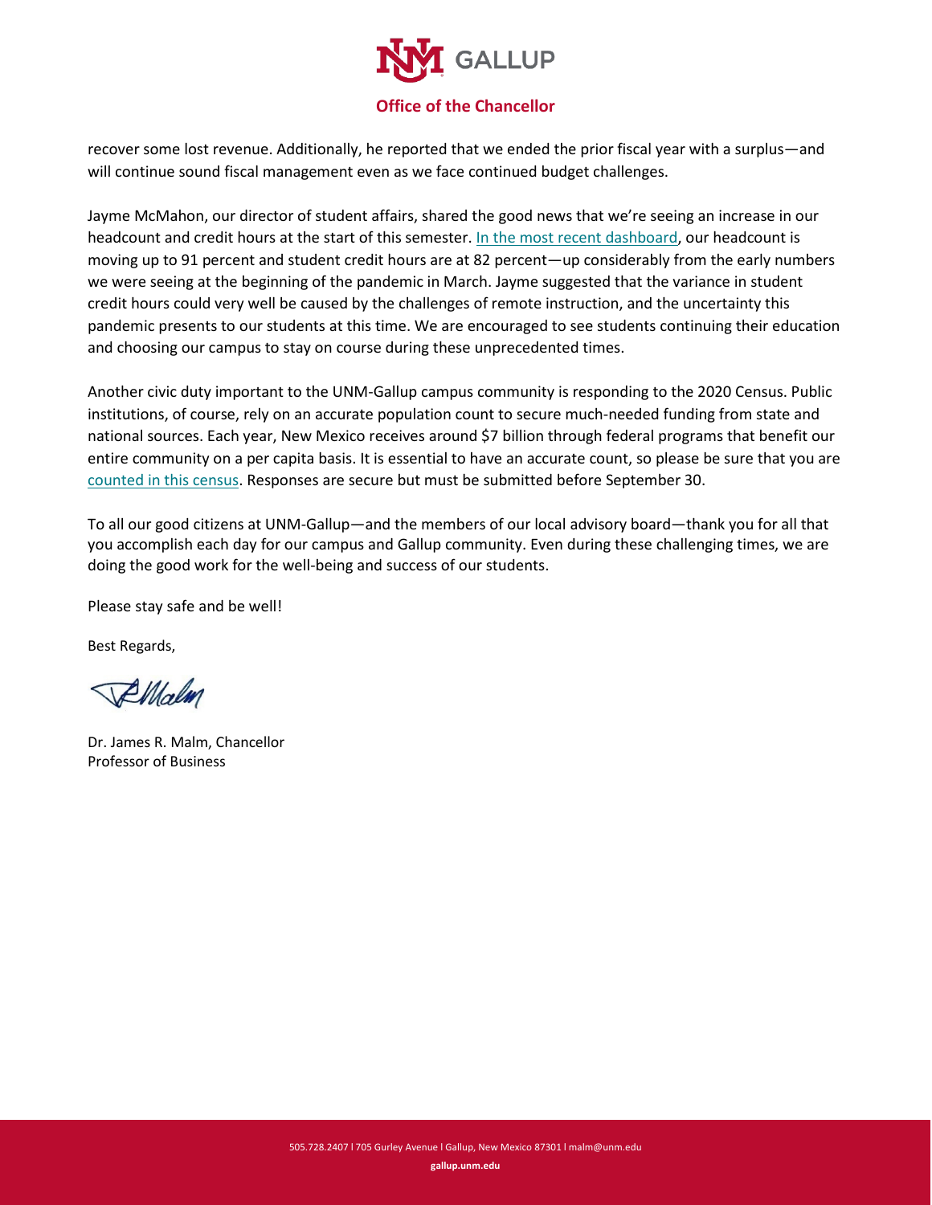recover some lost revenue. Additionally, he reported that we ended the prior fiscal year with a surplus—and will continue sound fiscal management even as we face continued budget challenges.

Jayme McMahon, our director of student affairs, shared the good news that we're seeing an increase in our headcount and credit hours at the start of this semester. In the most recent dashboard, our headcount is moving up to 91 percent and student credit hours are at 82 percent—up considerably from the early numbers we were seeing at the beginning of the pandemic in March. Jayme suggested that the variance in student credit hours could very well be caused by the challenges of remote instruction, and the uncertainty this pandemic presents to our students at this time. We are encouraged to see students continuing their education and choosing our campus to stay on course during these unprecedented times.

Another civic duty important to the UNM-Gallup campus community is responding to the 2020 Census. Public institutions, of course, rely on an accurate population count to secure much-needed funding from state and national sources. Each year, New Mexico receives around $7 billion through federal programs that benefit our entire community on a per capita basis. It is essential to have an accurate count, so please be sure that you are counted in this census. Responses are secure but must be submitted before September 30.

To all our good citizens at UNM-Gallup—and the members of our local advisory board—thank you for all that you accomplish each day for our campus and Gallup community. Even during these challenging times, we are doing the good work for the well-being and success of our students.

Please stay safe and be well!

Best Regards,

Dr. James R. Malm, Chancellor
Professor of Business